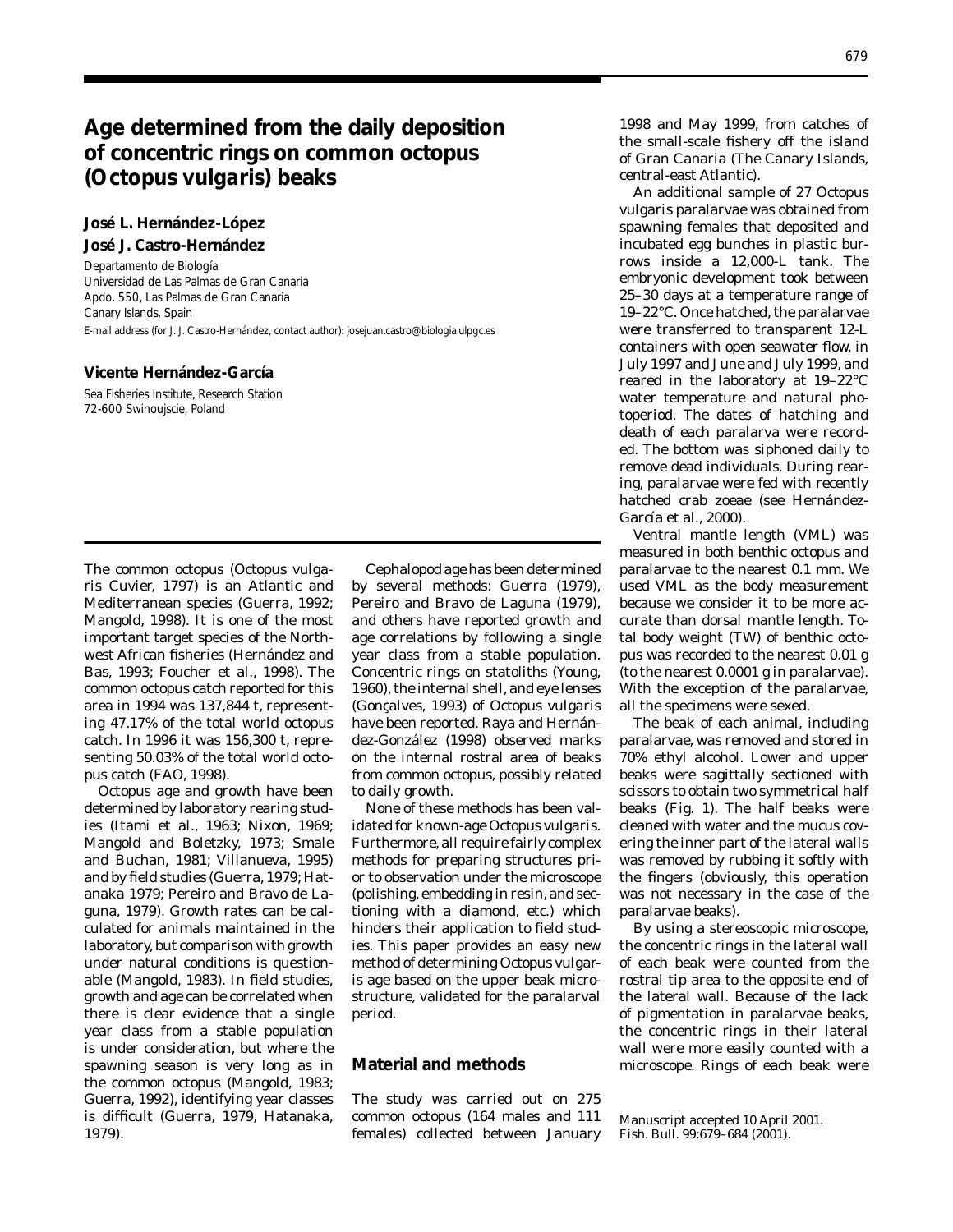# Age determined from the daily deposition of concentric rings on common octopus (*Octopus vulgaris*) beaks

**José L. Hernández-López**

**José J. Castro-Hernández**

Departamento de Biología
Universidad de Las Palmas de Gran Canaria
Apdo. 550, Las Palmas de Gran Canaria
Canary Islands, Spain
E-mail address (for J. J. Castro-Hernández, contact author): josejuan.castro@biologia.ulpgc.es

**Vicente Hernández-García**

Sea Fisheries Institute, Research Station
72-600 Swinoujscie, Poland

The common octopus (*Octopus vulgaris* Cuvier, 1797) is an Atlantic and Mediterranean species (Guerra, 1992; Mangold, 1998). It is one of the most important target species of the Northwest African fisheries (Hernández and Bas, 1993; Foucher et al., 1998). The common octopus catch reported for this area in 1994 was 137,844 t, representing 47.17% of the total world octopus catch. In 1996 it was 156,300 t, representing 50.03% of the total world octopus catch (FAO, 1998).

Octopus age and growth have been determined by laboratory rearing studies (Itami et al., 1963; Nixon, 1969; Mangold and Boletzky, 1973; Smale and Buchan, 1981; Villanueva, 1995) and by field studies (Guerra, 1979; Hatanaka 1979; Pereiro and Bravo de Laguna, 1979). Growth rates can be calculated for animals maintained in the laboratory, but comparison with growth under natural conditions is questionable (Mangold, 1983). In field studies, growth and age can be correlated when there is clear evidence that a single year class from a stable population is under consideration, but where the spawning season is very long as in the common octopus (Mangold, 1983; Guerra, 1992), identifying year classes is difficult (Guerra, 1979, Hatanaka, 1979).

Cephalopod age has been determined by several methods: Guerra (1979), Pereiro and Bravo de Laguna (1979), and others have reported growth and age correlations by following a single year class from a stable population. Concentric rings on statoliths (Young, 1960), the internal shell, and eye lenses (Gonçalves, 1993) of *Octopus vulgaris* have been reported. Raya and Hernández-González (1998) observed marks on the internal rostral area of beaks from common octopus, possibly related to daily growth.

None of these methods has been validated for known-age *Octopus vulgaris*. Furthermore, all require fairly complex methods for preparing structures prior to observation under the microscope (polishing, embedding in resin, and sectioning with a diamond, etc.) which hinders their application to field studies. This paper provides an easy new method of determining *Octopus vulgaris* age based on the upper beak microstructure, validated for the paralarval period.

## Material and methods

The study was carried out on 275 common octopus (164 males and 111 females) collected between January 1998 and May 1999, from catches of the small-scale fishery off the island of Gran Canaria (The Canary Islands, central-east Atlantic).

An additional sample of 27 *Octopus vulgaris* paralarvae was obtained from spawning females that deposited and incubated egg bunches in plastic burrows inside a 12,000-L tank. The embryonic development took between 25–30 days at a temperature range of 19–22°C. Once hatched, the paralarvae were transferred to transparent 12-L containers with open seawater flow, in July 1997 and June and July 1999, and reared in the laboratory at 19–22°C water temperature and natural photoperiod. The dates of hatching and death of each paralarva were recorded. The bottom was siphoned daily to remove dead individuals. During rearing, paralarvae were fed with recently hatched crab zoeae (see Hernández-García et al., 2000).

Ventral mantle length (VML) was measured in both benthic octopus and paralarvae to the nearest 0.1 mm. We used VML as the body measurement because we consider it to be more accurate than dorsal mantle length. Total body weight (TW) of benthic octopus was recorded to the nearest 0.01 g (to the nearest 0.0001 g in paralarvae). With the exception of the paralarvae, all the specimens were sexed.

The beak of each animal, including paralarvae, was removed and stored in 70% ethyl alcohol. Lower and upper beaks were sagittally sectioned with scissors to obtain two symmetrical half beaks (Fig. 1). The half beaks were cleaned with water and the mucus covering the inner part of the lateral walls was removed by rubbing it softly with the fingers (obviously, this operation was not necessary in the case of the paralarvae beaks).

By using a stereoscopic microscope, the concentric rings in the lateral wall of each beak were counted from the rostral tip area to the opposite end of the lateral wall. Because of the lack of pigmentation in paralarvae beaks, the concentric rings in their lateral wall were more easily counted with a microscope. Rings of each beak were

Manuscript accepted 10 April 2001.
Fish. Bull. 99:679–684 (2001).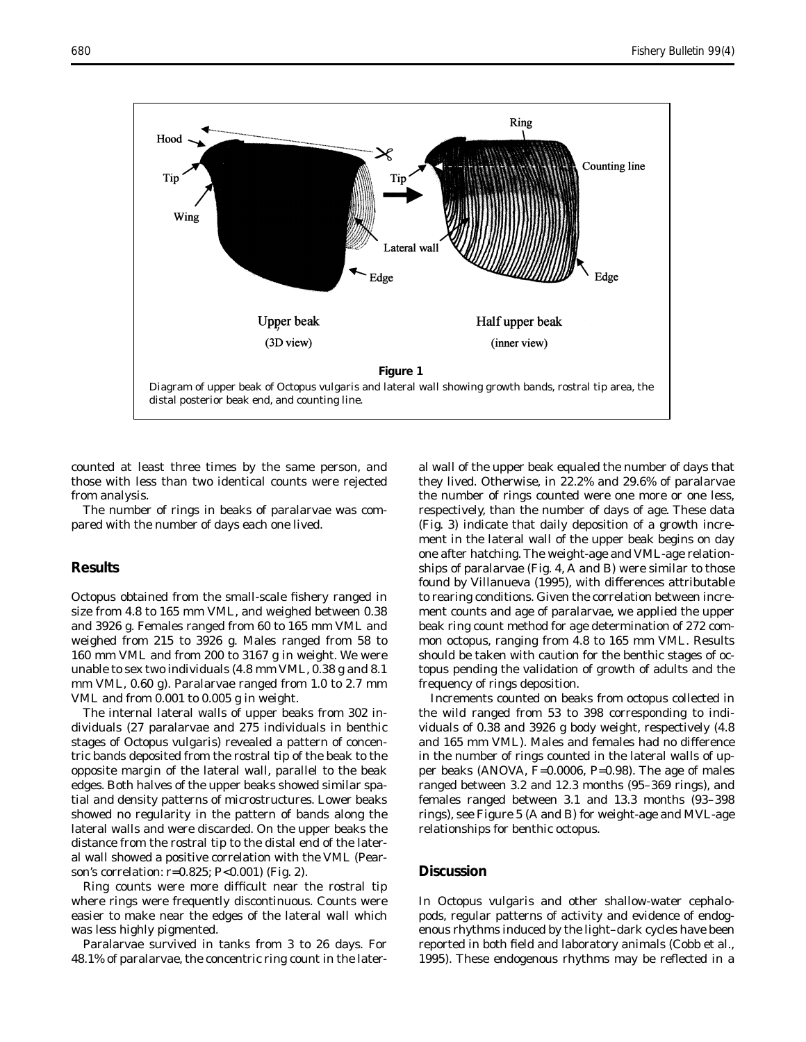**Figure 1**

Diagram of upper beak of Octopus vulgaris and lateral wall showing growth bands, rostral tip area, the distal posterior beak end, and counting line.

counted at least three times by the same person, and those with less than two identical counts were rejected from analysis.

The number of rings in beaks of paralarvae was compared with the number of days each one lived.

## Results

Octopus obtained from the small-scale fishery ranged in size from 4.8 to 165 mm VML, and weighed between 0.38 and 3926 g. Females ranged from 60 to 165 mm VML and weighed from 215 to 3926 g. Males ranged from 58 to 160 mm VML and from 200 to 3167 g in weight. We were unable to sex two individuals (4.8 mm VML, 0.38 g and 8.1 mm VML, 0.60 g). Paralarvae ranged from 1.0 to 2.7 mm VML and from 0.001 to 0.005 g in weight.

The internal lateral walls of upper beaks from 302 individuals (27 paralarvae and 275 individuals in benthic stages of *Octopus vulgaris*) revealed a pattern of concentric bands deposited from the rostral tip of the beak to the opposite margin of the lateral wall, parallel to the beak edges. Both halves of the upper beaks showed similar spatial and density patterns of microstructures. Lower beaks showed no regularity in the pattern of bands along the lateral walls and were discarded. On the upper beaks the distance from the rostral tip to the distal end of the lateral wall showed a positive correlation with the VML (Pearson's correlation: $r$=0.825; $P$<0.001) (Fig. 2).

Ring counts were more difficult near the rostral tip where rings were frequently discontinuous. Counts were easier to make near the edges of the lateral wall which was less highly pigmented.

Paralarvae survived in tanks from 3 to 26 days. For 48.1% of paralarvae, the concentric ring count in the lateral wall of the upper beak equaled the number of days that they lived. Otherwise, in 22.2% and 29.6% of paralarvae the number of rings counted were one more or one less, respectively, than the number of days of age. These data (Fig. 3) indicate that daily deposition of a growth increment in the lateral wall of the upper beak begins on day one after hatching. The weight-age and VML-age relationships of paralarvae (Fig. 4, A and B) were similar to those found by Villanueva (1995), with differences attributable to rearing conditions. Given the correlation between increment counts and age of paralarvae, we applied the upper beak ring count method for age determination of 272 common octopus, ranging from 4.8 to 165 mm VML. Results should be taken with caution for the benthic stages of octopus pending the validation of growth of adults and the frequency of rings deposition.

Increments counted on beaks from octopus collected in the wild ranged from 53 to 398 corresponding to individuals of 0.38 and 3926 g body weight, respectively (4.8 and 165 mm VML). Males and females had no difference in the number of rings counted in the lateral walls of upper beaks (ANOVA, $F$=0.0006, $P$=0.98). The age of males ranged between 3.2 and 12.3 months (95–369 rings), and females ranged between 3.1 and 13.3 months (93–398 rings), see Figure 5 (A and B) for weight-age and MVL-age relationships for benthic octopus.

## Discussion

In *Octopus vulgaris* and other shallow-water cephalopods, regular patterns of activity and evidence of endogenous rhythms induced by the light–dark cycles have been reported in both field and laboratory animals (Cobb et al., 1995). These endogenous rhythms may be reflected in a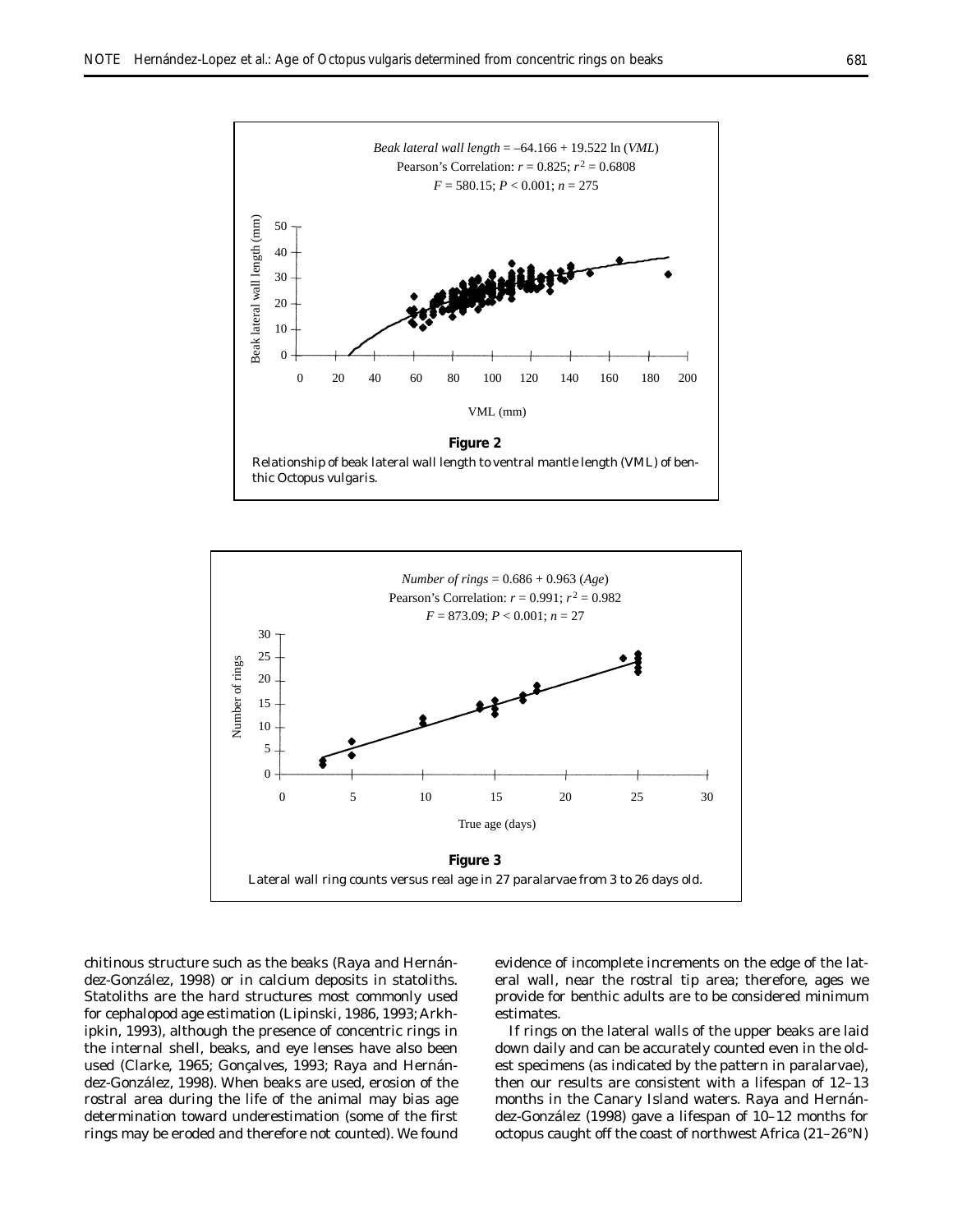**Figure 2**

Relationship of beak lateral wall length to ventral mantle length (VML) of benthic Octopus vulgaris.

**Figure 3**

Lateral wall ring counts versus real age in 27 paralarvae from 3 to 26 days old.

chitinous structure such as the beaks (Raya and Hernández-González, 1998) or in calcium deposits in statoliths. Statoliths are the hard structures most commonly used for cephalopod age estimation (Lipinski, 1986, 1993; Arkhipkin, 1993), although the presence of concentric rings in the internal shell, beaks, and eye lenses have also been used (Clarke, 1965; Gonçalves, 1993; Raya and Hernández-González, 1998). When beaks are used, erosion of the rostral area during the life of the animal may bias age determination toward underestimation (some of the first rings may be eroded and therefore not counted). We found evidence of incomplete increments on the edge of the lateral wall, near the rostral tip area; therefore, ages we provide for benthic adults are to be considered minimum estimates.

If rings on the lateral walls of the upper beaks are laid down daily and can be accurately counted even in the oldest specimens (as indicated by the pattern in paralarvae), then our results are consistent with a lifespan of 12–13 months in the Canary Island waters. Raya and Hernández-González (1998) gave a lifespan of 10–12 months for octopus caught off the coast of northwest Africa (21–26°N)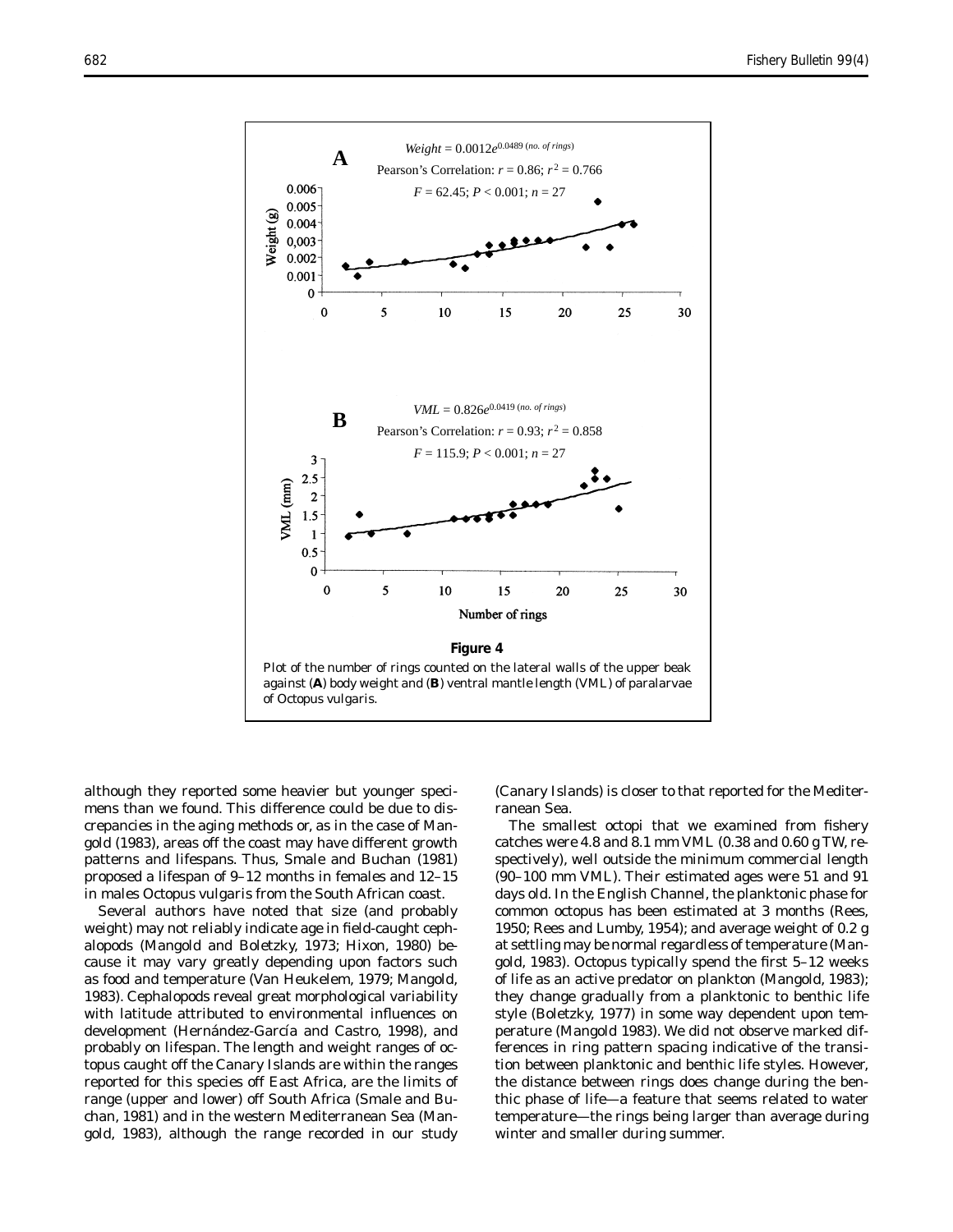**Figure 4**

Plot of the number of rings counted on the lateral walls of the upper beak against (**A**) body weight and (**B**) ventral mantle length (VML) of paralarvae of *Octopus vulgaris*.

although they reported some heavier but younger specimens than we found. This difference could be due to discrepancies in the aging methods or, as in the case of Mangold (1983), areas off the coast may have different growth patterns and lifespans. Thus, Smale and Buchan (1981) proposed a lifespan of 9–12 months in females and 12–15 in males *Octopus vulgaris* from the South African coast.

Several authors have noted that size (and probably weight) may not reliably indicate age in field-caught cephalopods (Mangold and Boletzky, 1973; Hixon, 1980) because it may vary greatly depending upon factors such as food and temperature (Van Heukelem, 1979; Mangold, 1983). Cephalopods reveal great morphological variability with latitude attributed to environmental influences on development (Hernández-García and Castro, 1998), and probably on lifespan. The length and weight ranges of octopus caught off the Canary Islands are within the ranges reported for this species off East Africa, are the limits of range (upper and lower) off South Africa (Smale and Buchan, 1981) and in the western Mediterranean Sea (Mangold, 1983), although the range recorded in our study (Canary Islands) is closer to that reported for the Mediterranean Sea.

The smallest octopi that we examined from fishery catches were 4.8 and 8.1 mm VML (0.38 and 0.60 g TW, respectively), well outside the minimum commercial length (90–100 mm VML). Their estimated ages were 51 and 91 days old. In the English Channel, the planktonic phase for common octopus has been estimated at 3 months (Rees, 1950; Rees and Lumby, 1954); and average weight of 0.2 g at settling may be normal regardless of temperature (Mangold, 1983). Octopus typically spend the first 5–12 weeks of life as an active predator on plankton (Mangold, 1983); they change gradually from a planktonic to benthic life style (Boletzky, 1977) in some way dependent upon temperature (Mangold 1983). We did not observe marked differences in ring pattern spacing indicative of the transition between planktonic and benthic life styles. However, the distance between rings does change during the benthic phase of life—a feature that seems related to water temperature—the rings being larger than average during winter and smaller during summer.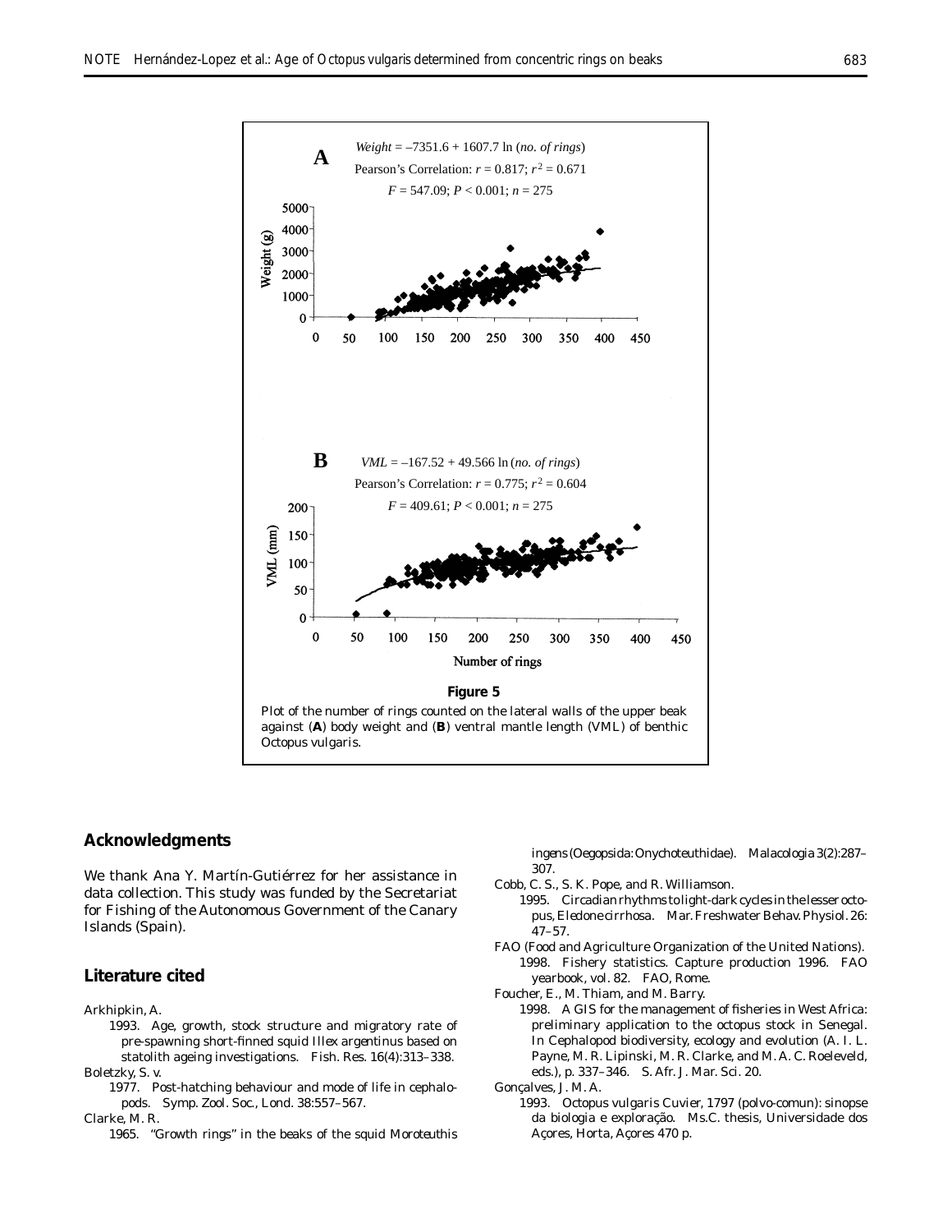**A**

$Weight = -7351.6 + 1607.7 \ln (no.\ of\ rings)$

Pearson's Correlation: $r = 0.817$; $r^2 = 0.671$

$F = 547.09$; $P < 0.001$; $n = 275$

**B**

$VML = -167.52 + 49.566 \ln (no.\ of\ rings)$

Pearson's Correlation: $r = 0.775$; $r^2 = 0.604$

$F = 409.61$; $P < 0.001$; $n = 275$

**Figure 5**

Plot of the number of rings counted on the lateral walls of the upper beak against (**A**) body weight and (**B**) ventral mantle length (VML) of benthic *Octopus vulgaris*.

## Acknowledgments

We thank Ana Y. Martín-Gutiérrez for her assistance in data collection. This study was funded by the Secretariat for Fishing of the Autonomous Government of the Canary Islands (Spain).

## Literature cited

Arkhipkin, A.
1993. Age, growth, stock structure and migratory rate of pre-spawning short-finned squid *Illex argentinus* based on statolith ageing investigations. Fish. Res. 16(4):313–338.

Boletzky, S. v.
1977. Post-hatching behaviour and mode of life in cephalopods. Symp. Zool. Soc., Lond. 38:557–567.

Clarke, M. R.
1965. "Growth rings" in the beaks of the squid *Moroteuthis ingens* (Oegopsida: Onychoteuthidae). Malacologia 3(2):287–307.

Cobb, C. S., S. K. Pope, and R. Williamson.
1995. Circadian rhythms to light-dark cycles in the lesser octopus, *Eledone cirrhosa*. Mar. Freshwater Behav. Physiol. 26: 47–57.

FAO (Food and Agriculture Organization of the United Nations).
1998. Fishery statistics. Capture production 1996. FAO yearbook, vol. 82. FAO, Rome.

Foucher, E., M. Thiam, and M. Barry.
1998. A GIS for the management of fisheries in West Africa: preliminary application to the octopus stock in Senegal. *In* Cephalopod biodiversity, ecology and evolution (A. I. L. Payne, M. R. Lipinski, M. R. Clarke, and M. A. C. Roeleveld, eds.), p. 337–346. S. Afr. J. Mar. Sci. 20.

Gonçalves, J. M. A.
1993. *Octopus vulgaris* Cuvier, 1797 (polvo-comun): sinopse da biologia e exploração. Ms.C. thesis, Universidade dos Açores, Horta, Açores 470 p.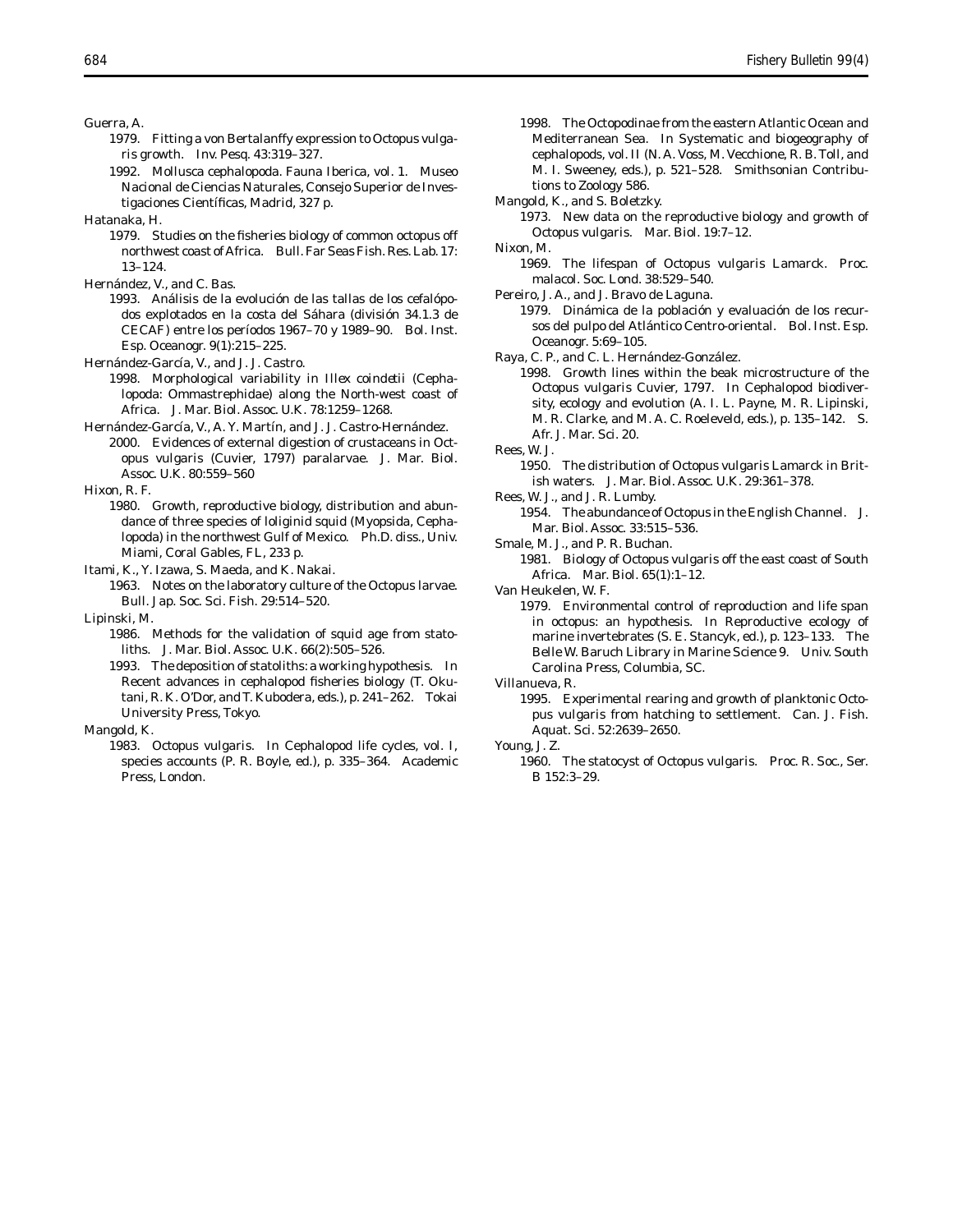Guerra, A.

1979. Fitting a von Bertalanffy expression to *Octopus vulgaris* growth. Inv. Pesq. 43:319–327.

1992. Mollusca cephalopoda. Fauna Iberica, vol. 1. Museo Nacional de Ciencias Naturales, Consejo Superior de Investigaciones Científicas, Madrid, 327 p.

Hatanaka, H.

1979. Studies on the fisheries biology of common octopus off northwest coast of Africa. Bull. Far Seas Fish. Res. Lab. 17: 13–124.

Hernández, V., and C. Bas.

1993. Análisis de la evolución de las tallas de los cefalópodos explotados en la costa del Sáhara (división 34.1.3 de CECAF) entre los períodos 1967–70 y 1989–90. Bol. Inst. Esp. Oceanogr. 9(1):215–225.

Hernández-García, V., and J. J. Castro.

1998. Morphological variability in *Illex coindetii* (Cephalopoda: Ommastrephidae) along the North-west coast of Africa. J. Mar. Biol. Assoc. U.K. 78:1259–1268.

Hernández-García, V., A. Y. Martín, and J. J. Castro-Hernández.

2000. Evidences of external digestion of crustaceans in *Octopus vulgaris* (Cuvier, 1797) paralarvae. J. Mar. Biol. Assoc. U.K. 80:559–560

Hixon, R. F.

1980. Growth, reproductive biology, distribution and abundance of three species of loliginid squid (Myopsida, Cephalopoda) in the northwest Gulf of Mexico. Ph.D. diss., Univ. Miami, Coral Gables, FL, 233 p.

Itami, K., Y. Izawa, S. Maeda, and K. Nakai.

1963. Notes on the laboratory culture of the Octopus larvae. Bull. Jap. Soc. Sci. Fish. 29:514–520.

Lipinski, M.

1986. Methods for the validation of squid age from statoliths. J. Mar. Biol. Assoc. U.K. 66(2):505–526.

1993. The deposition of statoliths: a working hypothesis. *In* Recent advances in cephalopod fisheries biology (T. Okutani, R. K. O'Dor, and T. Kubodera, eds.), p. 241–262. Tokai University Press, Tokyo.

Mangold, K.

1983. *Octopus vulgaris*. *In* Cephalopod life cycles, vol. I, species accounts (P. R. Boyle, ed.), p. 335–364. Academic Press, London.

1998. The Octopodinae from the eastern Atlantic Ocean and Mediterranean Sea. *In* Systematic and biogeography of cephalopods, vol. II (N. A. Voss, M. Vecchione, R. B. Toll, and M. I. Sweeney, eds.), p. 521–528. Smithsonian Contributions to Zoology 586.

Mangold, K., and S. Boletzky.

1973. New data on the reproductive biology and growth of *Octopus vulgaris*. Mar. Biol. 19:7–12.

Nixon, M.

1969. The lifespan of *Octopus vulgaris* Lamarck. Proc. malacol. Soc. Lond. 38:529–540.

Pereiro, J. A., and J. Bravo de Laguna.

1979. Dinámica de la población y evaluación de los recursos del pulpo del Atlántico Centro-oriental. Bol. Inst. Esp. Oceanogr. 5:69–105.

Raya, C. P., and C. L. Hernández-González.

1998. Growth lines within the beak microstructure of the *Octopus vulgaris* Cuvier, 1797. *In* Cephalopod biodiversity, ecology and evolution (A. I. L. Payne, M. R. Lipinski, M. R. Clarke, and M. A. C. Roeleveld, eds.), p. 135–142. S. Afr. J. Mar. Sci. 20.

Rees, W. J.

1950. The distribution of *Octopus vulgaris* Lamarck in British waters. J. Mar. Biol. Assoc. U.K. 29:361–378.

Rees, W. J., and J. R. Lumby.

1954. The abundance of Octopus in the English Channel. J. Mar. Biol. Assoc. 33:515–536.

Smale, M. J., and P. R. Buchan.

1981. Biology of *Octopus vulgaris* off the east coast of South Africa. Mar. Biol. 65(1):1–12.

Van Heukelen, W. F.

1979. Environmental control of reproduction and life span in octopus: an hypothesis. *In* Reproductive ecology of marine invertebrates (S. E. Stancyk, ed.), p. 123–133. The Belle W. Baruch Library in Marine Science 9. Univ. South Carolina Press, Columbia, SC.

Villanueva, R.

1995. Experimental rearing and growth of planktonic *Octopus vulgaris* from hatching to settlement. Can. J. Fish. Aquat. Sci. 52:2639–2650.

Young, J. Z.

1960. The statocyst of *Octopus vulgaris*. Proc. R. Soc., Ser. B 152:3–29.